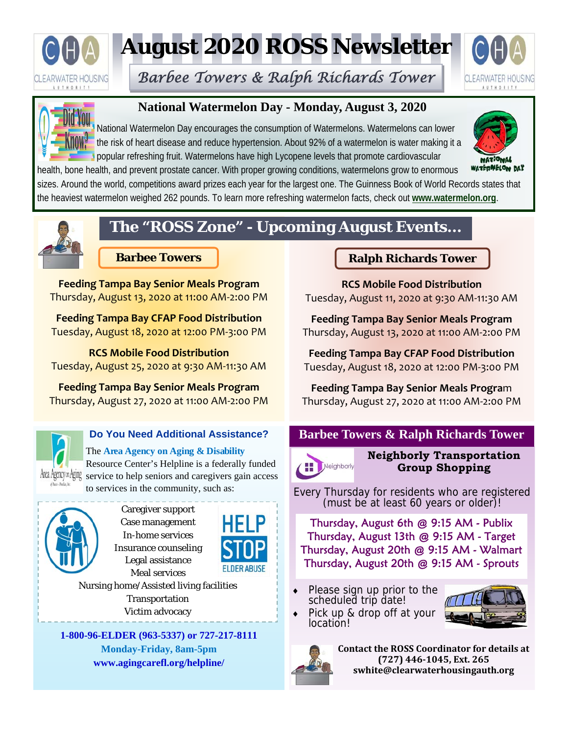# August 2020 ROSS Newsletter

*Barbee Towers & Ralph Richards Tower*

## National Watermelon Day - Monday, August 3, 2020

National Watermelon Day encourages the consumption of Watermelons. Watermelons can lower the risk of heart disease and reduce hypertension. About 92% of a watermelon is water making it a popular refreshing fruit. Watermelons have high Lycopene levels that promote cardiovascular health, bone health, and prevent prostate cancer. With proper growing conditions, watermelons grow to enormous sizes. Around the world, competitions award prizes each year for the largest one. The Guinness Book of World Records states that the heaviest watermelon weighed 262 pounds. To learn more refreshing watermelon facts, check out **www.watermelon.org**.

## The "ROSS Zone" - Upcoming August Events...

### Barbee Towers

**Feeding Tampa Bay Senior Meals Program**
Thursday, August 13, 2020 at 11:00 AM-2:00 PM

**Feeding Tampa Bay CFAP Food Distribution**
Tuesday, August 18, 2020 at 12:00 PM-3:00 PM

**RCS Mobile Food Distribution**
Tuesday, August 25, 2020 at 9:30 AM-11:30 AM

**Feeding Tampa Bay Senior Meals Program**
Thursday, August 27, 2020 at 11:00 AM-2:00 PM

### Ralph Richards Tower

**RCS Mobile Food Distribution**
Tuesday, August 11, 2020 at 9:30 AM-11:30 AM

**Feeding Tampa Bay Senior Meals Program**
Thursday, August 13, 2020 at 11:00 AM-2:00 PM

**Feeding Tampa Bay CFAP Food Distribution**
Tuesday, August 18, 2020 at 12:00 PM-3:00 PM

**Feeding Tampa Bay Senior Meals Program**
Thursday, August 27, 2020 at 11:00 AM-2:00 PM

## Do You Need Additional Assistance?

The **Area Agency on Aging & Disability** Resource Center's Helpline is a federally funded service to help seniors and caregivers gain access to services in the community, such as:

- Caregiver support
- Case management
- In-home services
- Insurance counseling
- Legal assistance
- Meal services
- Nursing home/Assisted living facilities
- Transportation
- Victim advocacy

HELP STOP ELDER ABUSE

**1-800-96-ELDER (963-5337) or 727-217-8111**
**Monday-Friday, 8am-5pm**
**www.agingcarefl.org/helpline/**

## Barbee Towers & Ralph Richards Tower

### Neighborly Transportation Group Shopping

Every Thursday for residents who are registered (must be at least 60 years or older)!

Thursday, August 6th @ 9:15 AM - Publix
Thursday, August 13th @ 9:15 AM - Target
Thursday, August 20th @ 9:15 AM - Walmart
Thursday, August 20th @ 9:15 AM - Sprouts

- Please sign up prior to the scheduled trip date!
- Pick up & drop off at your location!

**Contact the ROSS Coordinator for details at (727) 446-1045, Ext. 265 swhite@clearwaterhousingauth.org**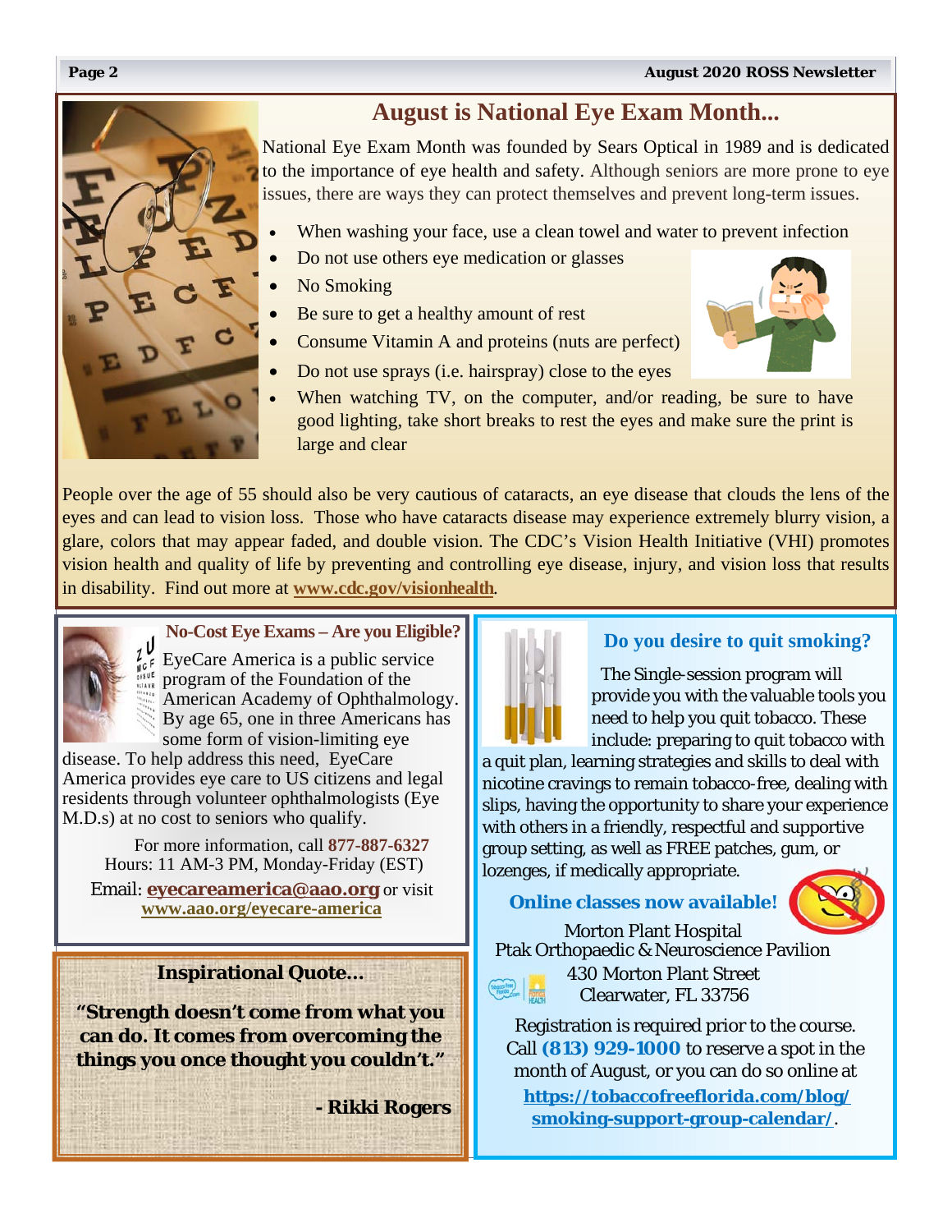## August is National Eye Exam Month...

National Eye Exam Month was founded by Sears Optical in 1989 and is dedicated to the importance of eye health and safety. Although seniors are more prone to eye issues, there are ways they can protect themselves and prevent long-term issues.

- When washing your face, use a clean towel and water to prevent infection
- Do not use others eye medication or glasses
- No Smoking
- Be sure to get a healthy amount of rest
- Consume Vitamin A and proteins (nuts are perfect)
- Do not use sprays (i.e. hairspray) close to the eyes
- When watching TV, on the computer, and/or reading, be sure to have good lighting, take short breaks to rest the eyes and make sure the print is large and clear

People over the age of 55 should also be very cautious of cataracts, an eye disease that clouds the lens of the eyes and can lead to vision loss. Those who have cataracts disease may experience extremely blurry vision, a glare, colors that may appear faded, and double vision. The CDC's Vision Health Initiative (VHI) promotes vision health and quality of life by preventing and controlling eye disease, injury, and vision loss that results in disability. Find out more at **www.cdc.gov/visionhealth**.

### No-Cost Eye Exams – Are you Eligible?

EyeCare America is a public service program of the Foundation of the American Academy of Ophthalmology. By age 65, one in three Americans has some form of vision-limiting eye disease. To help address this need, EyeCare America provides eye care to US citizens and legal residents through volunteer ophthalmologists (Eye M.D.s) at no cost to seniors who qualify.

For more information, call **877-887-6327**
Hours: 11 AM-3 PM, Monday-Friday (EST)
Email: **eyecareamerica@aao.org** or visit **www.aao.org/eyecare-america**

### Inspirational Quote...

**"Strength doesn't come from what you can do. It comes from overcoming the things you once thought you couldn't."**

**- Rikki Rogers**

### Do you desire to quit smoking?

The Single-session program will provide you with the valuable tools you need to help you quit tobacco. These include: preparing to quit tobacco with a quit plan, learning strategies and skills to deal with nicotine cravings to remain tobacco-free, dealing with slips, having the opportunity to share your experience with others in a friendly, respectful and supportive group setting, as well as FREE patches, gum, or lozenges, if medically appropriate.

**Online classes now available!**

Morton Plant Hospital
Ptak Orthopaedic & Neuroscience Pavilion
430 Morton Plant Street
Clearwater, FL 33756

Registration is required prior to the course. Call **(813) 929-1000** to reserve a spot in the month of August, or you can do so online at **https://tobaccofreeflorida.com/blog/smoking-support-group-calendar/**.